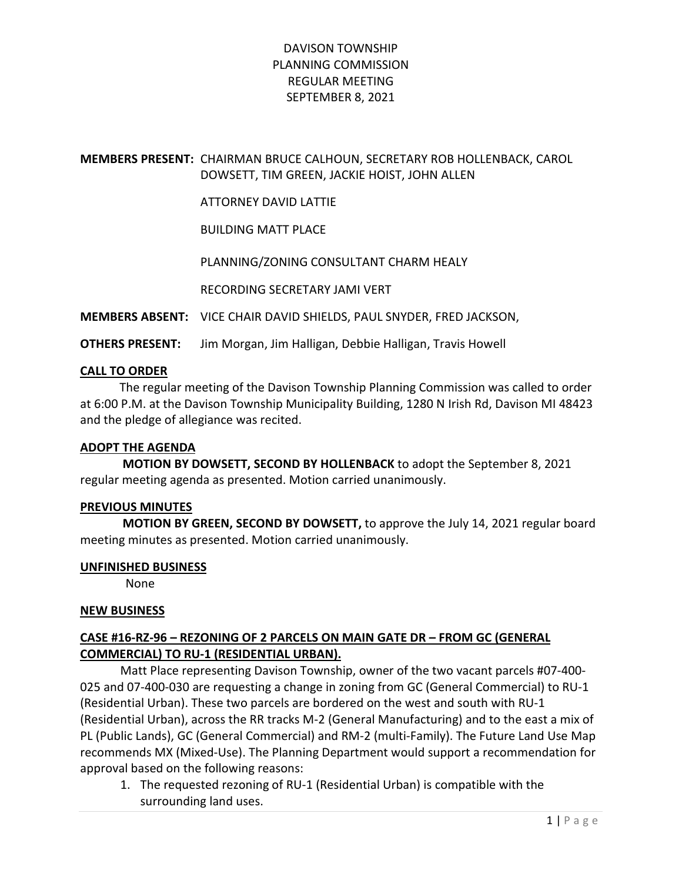# DAVISON TOWNSHIP
# PLANNING COMMISSION
# REGULAR MEETING
# SEPTEMBER 8, 2021

**MEMBERS PRESENT:** CHAIRMAN BRUCE CALHOUN, SECRETARY ROB HOLLENBACK, CAROL DOWSETT, TIM GREEN, JACKIE HOIST, JOHN ALLEN

ATTORNEY DAVID LATTIE

BUILDING MATT PLACE

PLANNING/ZONING CONSULTANT CHARM HEALY

RECORDING SECRETARY JAMI VERT

**MEMBERS ABSENT:** VICE CHAIR DAVID SHIELDS, PAUL SNYDER, FRED JACKSON,

**OTHERS PRESENT:** Jim Morgan, Jim Halligan, Debbie Halligan, Travis Howell

## CALL TO ORDER

The regular meeting of the Davison Township Planning Commission was called to order at 6:00 P.M. at the Davison Township Municipality Building, 1280 N Irish Rd, Davison MI 48423 and the pledge of allegiance was recited.

## ADOPT THE AGENDA

**MOTION BY DOWSETT, SECOND BY HOLLENBACK** to adopt the September 8, 2021 regular meeting agenda as presented. Motion carried unanimously.

## PREVIOUS MINUTES

**MOTION BY GREEN, SECOND BY DOWSETT,** to approve the July 14, 2021 regular board meeting minutes as presented. Motion carried unanimously.

## UNFINISHED BUSINESS

None

## NEW BUSINESS

## CASE #16-RZ-96 – REZONING OF 2 PARCELS ON MAIN GATE DR – FROM GC (GENERAL COMMERCIAL) TO RU-1 (RESIDENTIAL URBAN).

Matt Place representing Davison Township, owner of the two vacant parcels #07-400-025 and 07-400-030 are requesting a change in zoning from GC (General Commercial) to RU-1 (Residential Urban). These two parcels are bordered on the west and south with RU-1 (Residential Urban), across the RR tracks M-2 (General Manufacturing) and to the east a mix of PL (Public Lands), GC (General Commercial) and RM-2 (multi-Family). The Future Land Use Map recommends MX (Mixed-Use). The Planning Department would support a recommendation for approval based on the following reasons:

1. The requested rezoning of RU-1 (Residential Urban) is compatible with the surrounding land uses.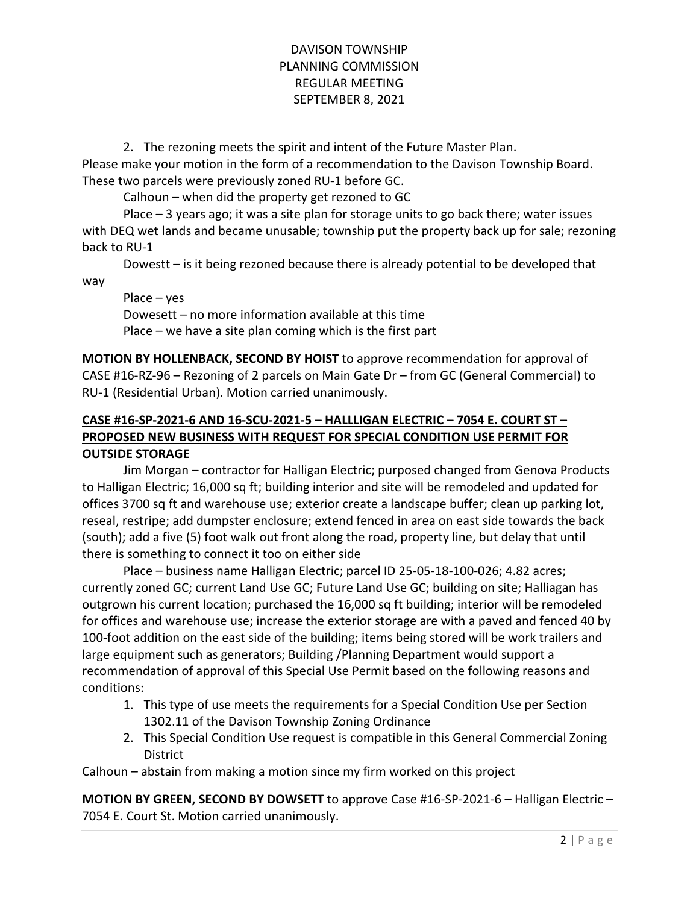2. The rezoning meets the spirit and intent of the Future Master Plan.

Please make your motion in the form of a recommendation to the Davison Township Board. These two parcels were previously zoned RU-1 before GC.

Calhoun – when did the property get rezoned to GC

Place – 3 years ago; it was a site plan for storage units to go back there; water issues with DEQ wet lands and became unusable; township put the property back up for sale; rezoning back to RU-1

Dowestt – is it being rezoned because there is already potential to be developed that way

Place – yes

Dowesett – no more information available at this time

Place – we have a site plan coming which is the first part

**MOTION BY HOLLENBACK, SECOND BY HOIST** to approve recommendation for approval of CASE #16-RZ-96 – Rezoning of 2 parcels on Main Gate Dr – from GC (General Commercial) to RU-1 (Residential Urban). Motion carried unanimously.

**CASE #16-SP-2021-6 AND 16-SCU-2021-5 – HALLLIGAN ELECTRIC – 7054 E. COURT ST – PROPOSED NEW BUSINESS WITH REQUEST FOR SPECIAL CONDITION USE PERMIT FOR OUTSIDE STORAGE**

Jim Morgan – contractor for Halligan Electric; purposed changed from Genova Products to Halligan Electric; 16,000 sq ft; building interior and site will be remodeled and updated for offices 3700 sq ft and warehouse use; exterior create a landscape buffer; clean up parking lot, reseal, restripe; add dumpster enclosure; extend fenced in area on east side towards the back (south); add a five (5) foot walk out front along the road, property line, but delay that until there is something to connect it too on either side

Place – business name Halligan Electric; parcel ID 25-05-18-100-026; 4.82 acres; currently zoned GC; current Land Use GC; Future Land Use GC; building on site; Halliagan has outgrown his current location; purchased the 16,000 sq ft building; interior will be remodeled for offices and warehouse use; increase the exterior storage are with a paved and fenced 40 by 100-foot addition on the east side of the building; items being stored will be work trailers and large equipment such as generators; Building /Planning Department would support a recommendation of approval of this Special Use Permit based on the following reasons and conditions:

1. This type of use meets the requirements for a Special Condition Use per Section 1302.11 of the Davison Township Zoning Ordinance
2. This Special Condition Use request is compatible in this General Commercial Zoning District

Calhoun – abstain from making a motion since my firm worked on this project

**MOTION BY GREEN, SECOND BY DOWSETT** to approve Case #16-SP-2021-6 – Halligan Electric – 7054 E. Court St. Motion carried unanimously.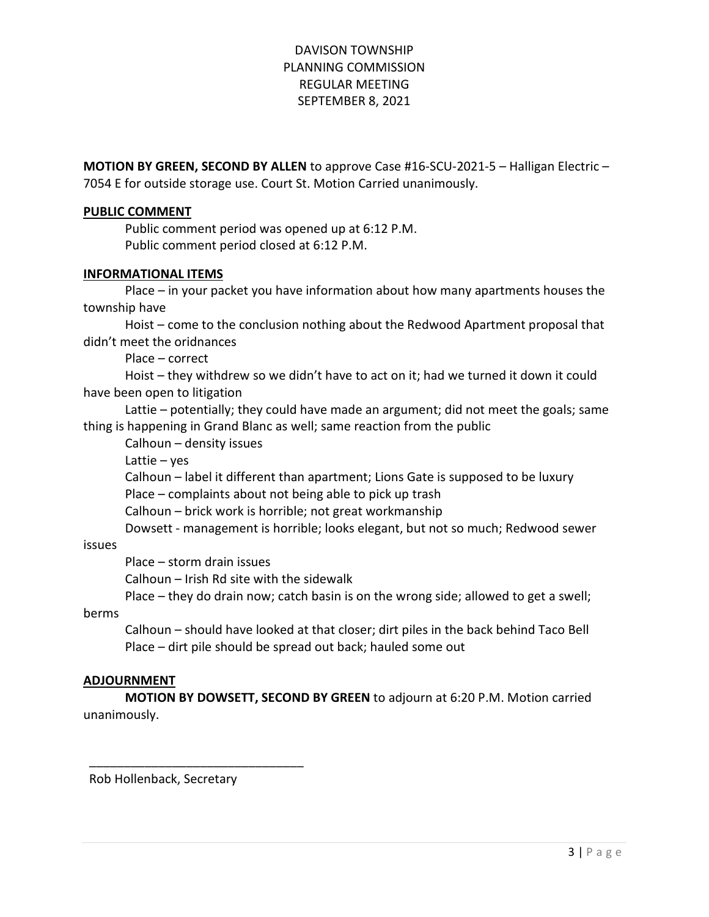DAVISON TOWNSHIP
PLANNING COMMISSION
REGULAR MEETING
SEPTEMBER 8, 2021

**MOTION BY GREEN, SECOND BY ALLEN** to approve Case #16-SCU-2021-5 – Halligan Electric – 7054 E for outside storage use. Court St. Motion Carried unanimously.

**PUBLIC COMMENT**

Public comment period was opened up at 6:12 P.M.
Public comment period closed at 6:12 P.M.

**INFORMATIONAL ITEMS**

Place – in your packet you have information about how many apartments houses the township have

Hoist – come to the conclusion nothing about the Redwood Apartment proposal that didn't meet the oridnances

Place – correct

Hoist – they withdrew so we didn't have to act on it; had we turned it down it could have been open to litigation

Lattie – potentially; they could have made an argument; did not meet the goals; same thing is happening in Grand Blanc as well; same reaction from the public

Calhoun – density issues

Lattie – yes

Calhoun – label it different than apartment; Lions Gate is supposed to be luxury

Place – complaints about not being able to pick up trash

Calhoun – brick work is horrible; not great workmanship

Dowsett - management is horrible; looks elegant, but not so much; Redwood sewer issues

Place – storm drain issues

Calhoun – Irish Rd site with the sidewalk

Place – they do drain now; catch basin is on the wrong side; allowed to get a swell; berms

Calhoun – should have looked at that closer; dirt piles in the back behind Taco Bell

Place – dirt pile should be spread out back; hauled some out

**ADJOURNMENT**

**MOTION BY DOWSETT, SECOND BY GREEN** to adjourn at 6:20 P.M. Motion carried unanimously.

\_\_\_\_\_\_\_\_\_\_\_\_\_\_\_\_\_\_\_\_\_\_\_\_\_\_\_\_\_\_\_\_

Rob Hollenback, Secretary